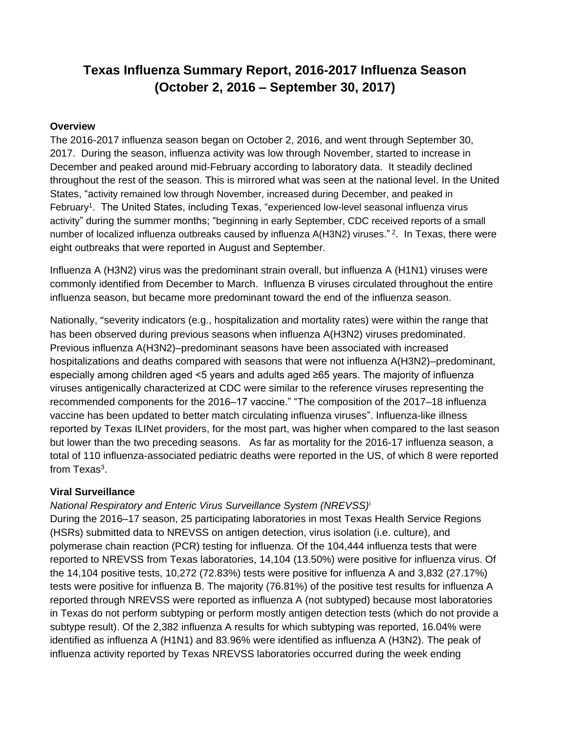# Texas Influenza Summary Report, 2016-2017 Influenza Season (October 2, 2016 – September 30, 2017)

**Overview**

The 2016-2017 influenza season began on October 2, 2016, and went through September 30, 2017. During the season, influenza activity was low through November, started to increase in December and peaked around mid-February according to laboratory data. It steadily declined throughout the rest of the season. This is mirrored what was seen at the national level. In the United States, "activity remained low through November, increased during December, and peaked in February[1]. The United States, including Texas, "experienced low-level seasonal influenza virus activity" during the summer months; "beginning in early September, CDC received reports of a small number of localized influenza outbreaks caused by influenza A(H3N2) viruses." [2]. In Texas, there were eight outbreaks that were reported in August and September.

Influenza A (H3N2) virus was the predominant strain overall, but influenza A (H1N1) viruses were commonly identified from December to March. Influenza B viruses circulated throughout the entire influenza season, but became more predominant toward the end of the influenza season.

Nationally, "severity indicators (e.g., hospitalization and mortality rates) were within the range that has been observed during previous seasons when influenza A(H3N2) viruses predominated. Previous influenza A(H3N2)–predominant seasons have been associated with increased hospitalizations and deaths compared with seasons that were not influenza A(H3N2)–predominant, especially among children aged <5 years and adults aged ≥65 years. The majority of influenza viruses antigenically characterized at CDC were similar to the reference viruses representing the recommended components for the 2016–17 vaccine." "The composition of the 2017–18 influenza vaccine has been updated to better match circulating influenza viruses". Influenza-like illness reported by Texas ILINet providers, for the most part, was higher when compared to the last season but lower than the two preceding seasons. As far as mortality for the 2016-17 influenza season, a total of 110 influenza-associated pediatric deaths were reported in the US, of which 8 were reported from Texas[3].

**Viral Surveillance**

*National Respiratory and Enteric Virus Surveillance System (NREVSS)*[i]

During the 2016–17 season, 25 participating laboratories in most Texas Health Service Regions (HSRs) submitted data to NREVSS on antigen detection, virus isolation (i.e. culture), and polymerase chain reaction (PCR) testing for influenza. Of the 104,444 influenza tests that were reported to NREVSS from Texas laboratories, 14,104 (13.50%) were positive for influenza virus. Of the 14,104 positive tests, 10,272 (72.83%) tests were positive for influenza A and 3,832 (27.17%) tests were positive for influenza B. The majority (76.81%) of the positive test results for influenza A reported through NREVSS were reported as influenza A (not subtyped) because most laboratories in Texas do not perform subtyping or perform mostly antigen detection tests (which do not provide a subtype result). Of the 2,382 influenza A results for which subtyping was reported, 16.04% were identified as influenza A (H1N1) and 83.96% were identified as influenza A (H3N2). The peak of influenza activity reported by Texas NREVSS laboratories occurred during the week ending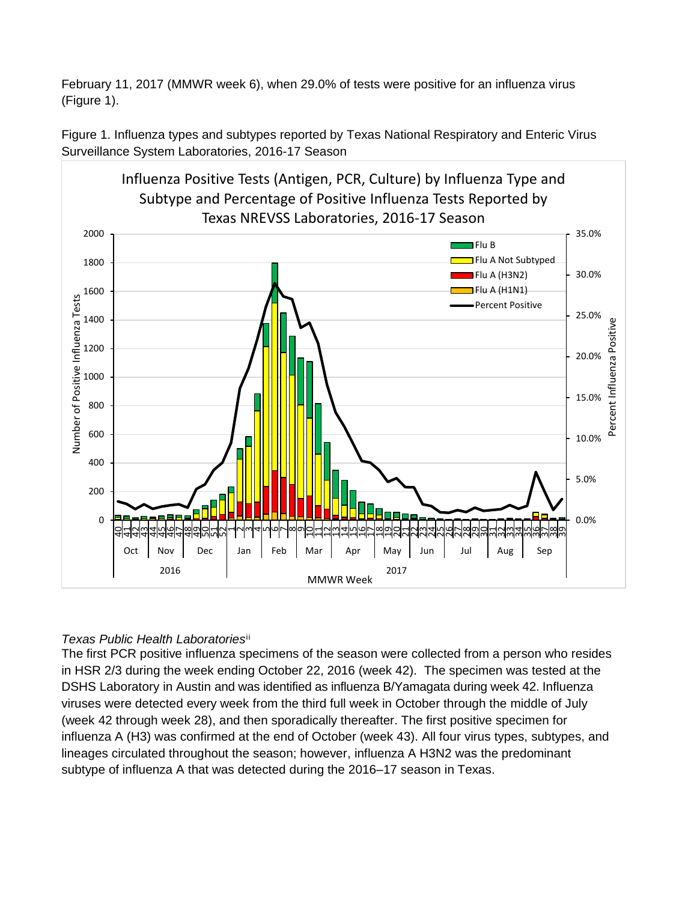February 11, 2017 (MMWR week 6), when 29.0% of tests were positive for an influenza virus (Figure 1).

Figure 1. Influenza types and subtypes reported by Texas National Respiratory and Enteric Virus Surveillance System Laboratories, 2016-17 Season

*Texas Public Health Laboratories*[ii]

The first PCR positive influenza specimens of the season were collected from a person who resides in HSR 2/3 during the week ending October 22, 2016 (week 42). The specimen was tested at the DSHS Laboratory in Austin and was identified as influenza B/Yamagata during week 42. Influenza viruses were detected every week from the third full week in October through the middle of July (week 42 through week 28), and then sporadically thereafter. The first positive specimen for influenza A (H3) was confirmed at the end of October (week 43). All four virus types, subtypes, and lineages circulated throughout the season; however, influenza A H3N2 was the predominant subtype of influenza A that was detected during the 2016–17 season in Texas.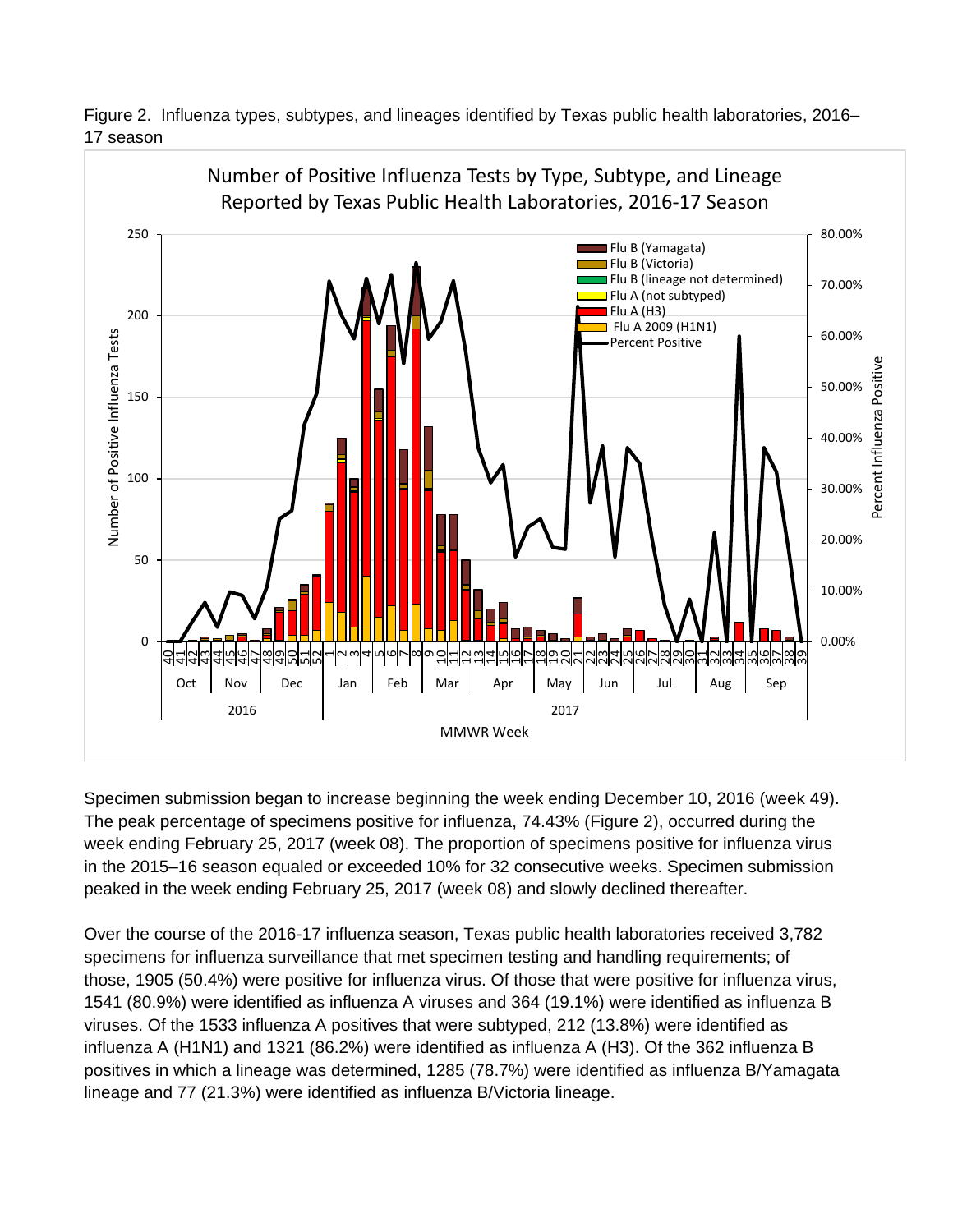Figure 2. Influenza types, subtypes, and lineages identified by Texas public health laboratories, 2016–17 season

Specimen submission began to increase beginning the week ending December 10, 2016 (week 49). The peak percentage of specimens positive for influenza, 74.43% (Figure 2), occurred during the week ending February 25, 2017 (week 08). The proportion of specimens positive for influenza virus in the 2015–16 season equaled or exceeded 10% for 32 consecutive weeks. Specimen submission peaked in the week ending February 25, 2017 (week 08) and slowly declined thereafter.

Over the course of the 2016-17 influenza season, Texas public health laboratories received 3,782 specimens for influenza surveillance that met specimen testing and handling requirements; of those, 1905 (50.4%) were positive for influenza virus. Of those that were positive for influenza virus, 1541 (80.9%) were identified as influenza A viruses and 364 (19.1%) were identified as influenza B viruses. Of the 1533 influenza A positives that were subtyped, 212 (13.8%) were identified as influenza A (H1N1) and 1321 (86.2%) were identified as influenza A (H3). Of the 362 influenza B positives in which a lineage was determined, 1285 (78.7%) were identified as influenza B/Yamagata lineage and 77 (21.3%) were identified as influenza B/Victoria lineage.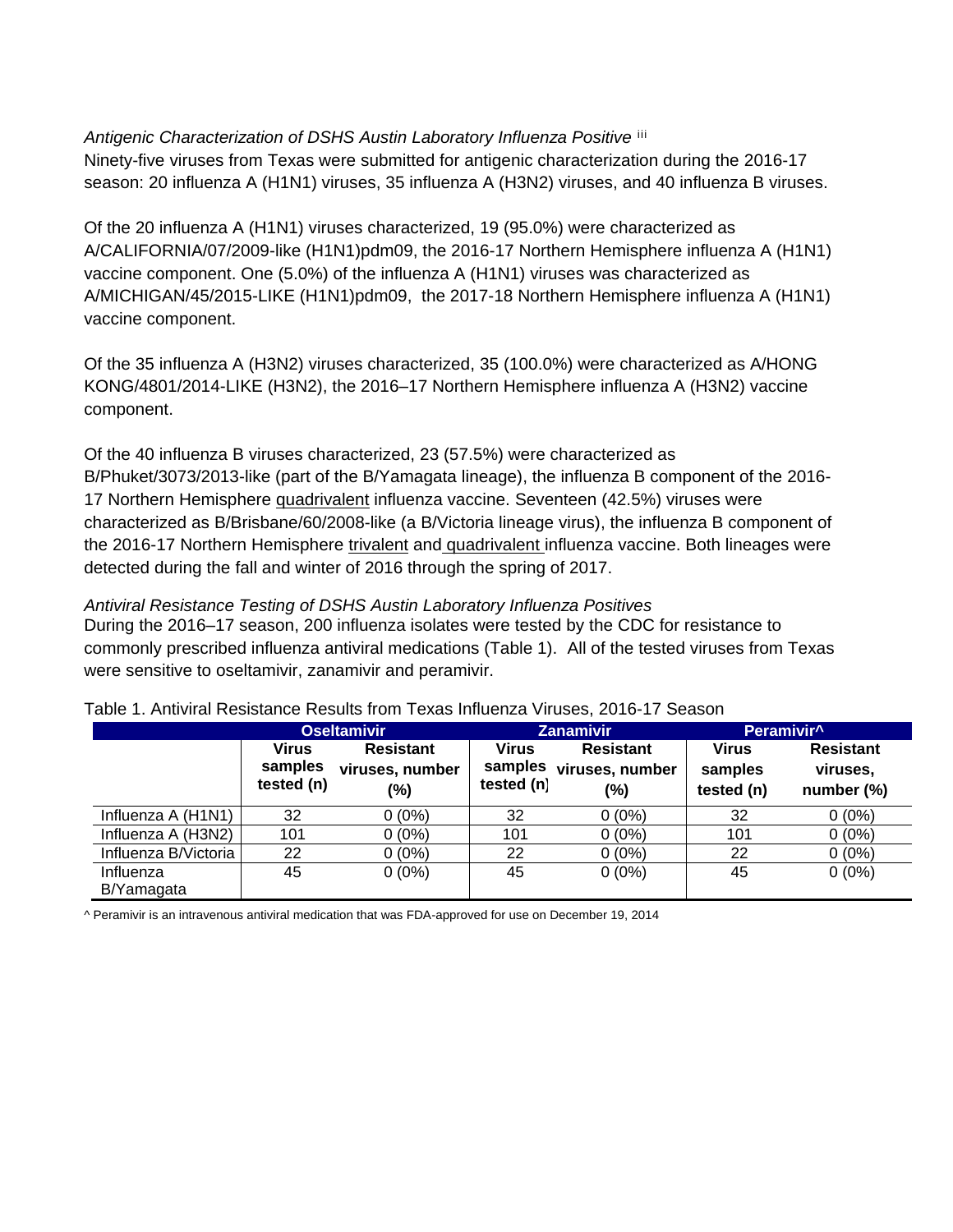*Antigenic Characterization of DSHS Austin Laboratory Influenza Positive* [iii]

Ninety-five viruses from Texas were submitted for antigenic characterization during the 2016-17 season: 20 influenza A (H1N1) viruses, 35 influenza A (H3N2) viruses, and 40 influenza B viruses.

Of the 20 influenza A (H1N1) viruses characterized, 19 (95.0%) were characterized as A/CALIFORNIA/07/2009-like (H1N1)pdm09, the 2016-17 Northern Hemisphere influenza A (H1N1) vaccine component. One (5.0%) of the influenza A (H1N1) viruses was characterized as A/MICHIGAN/45/2015-LIKE (H1N1)pdm09, the 2017-18 Northern Hemisphere influenza A (H1N1) vaccine component.

Of the 35 influenza A (H3N2) viruses characterized, 35 (100.0%) were characterized as A/HONG KONG/4801/2014-LIKE (H3N2), the 2016–17 Northern Hemisphere influenza A (H3N2) vaccine component.

Of the 40 influenza B viruses characterized, 23 (57.5%) were characterized as B/Phuket/3073/2013-like (part of the B/Yamagata lineage), the influenza B component of the 2016-17 Northern Hemisphere quadrivalent influenza vaccine. Seventeen (42.5%) viruses were characterized as B/Brisbane/60/2008-like (a B/Victoria lineage virus), the influenza B component of the 2016-17 Northern Hemisphere trivalent and quadrivalent influenza vaccine. Both lineages were detected during the fall and winter of 2016 through the spring of 2017.

*Antiviral Resistance Testing of DSHS Austin Laboratory Influenza Positives*

During the 2016–17 season, 200 influenza isolates were tested by the CDC for resistance to commonly prescribed influenza antiviral medications (Table 1). All of the tested viruses from Texas were sensitive to oseltamivir, zanamivir and peramivir.

Table 1. Antiviral Resistance Results from Texas Influenza Viruses, 2016-17 Season

| | Oseltamivir | | Zanamivir | | Peramivir^ | |
|---|---|---|---|---|---|---|
| | Virus samples tested (n) | Resistant viruses, number (%) | Virus samples tested (n) | Resistant viruses, number (%) | Virus samples tested (n) | Resistant viruses, number (%) |
| Influenza A (H1N1) | 32 | 0 (0%) | 32 | 0 (0%) | 32 | 0 (0%) |
| Influenza A (H3N2) | 101 | 0 (0%) | 101 | 0 (0%) | 101 | 0 (0%) |
| Influenza B/Victoria | 22 | 0 (0%) | 22 | 0 (0%) | 22 | 0 (0%) |
| Influenza B/Yamagata | 45 | 0 (0%) | 45 | 0 (0%) | 45 | 0 (0%) |

^ Peramivir is an intravenous antiviral medication that was FDA-approved for use on December 19, 2014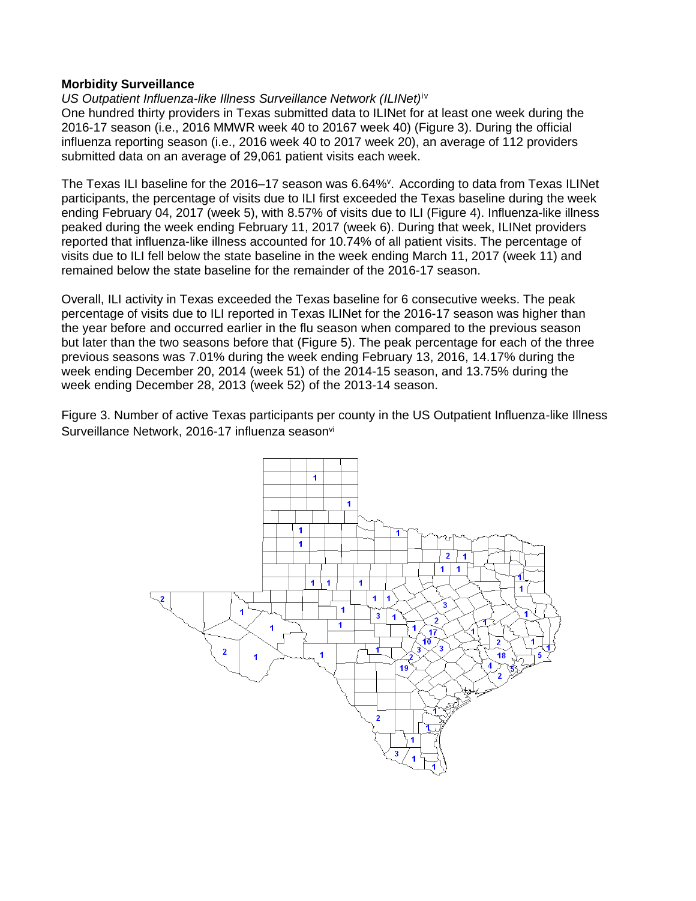**Morbidity Surveillance**

*US Outpatient Influenza-like Illness Surveillance Network (ILINet)*[iv]

One hundred thirty providers in Texas submitted data to ILINet for at least one week during the 2016-17 season (i.e., 2016 MMWR week 40 to 20167 week 40) (Figure 3). During the official influenza reporting season (i.e., 2016 week 40 to 2017 week 20), an average of 112 providers submitted data on an average of 29,061 patient visits each week.

The Texas ILI baseline for the 2016–17 season was 6.64%[v]. According to data from Texas ILINet participants, the percentage of visits due to ILI first exceeded the Texas baseline during the week ending February 04, 2017 (week 5), with 8.57% of visits due to ILI (Figure 4). Influenza-like illness peaked during the week ending February 11, 2017 (week 6). During that week, ILINet providers reported that influenza-like illness accounted for 10.74% of all patient visits. The percentage of visits due to ILI fell below the state baseline in the week ending March 11, 2017 (week 11) and remained below the state baseline for the remainder of the 2016-17 season.

Overall, ILI activity in Texas exceeded the Texas baseline for 6 consecutive weeks. The peak percentage of visits due to ILI reported in Texas ILINet for the 2016-17 season was higher than the year before and occurred earlier in the flu season when compared to the previous season but later than the two seasons before that (Figure 5). The peak percentage for each of the three previous seasons was 7.01% during the week ending February 13, 2016, 14.17% during the week ending December 20, 2014 (week 51) of the 2014-15 season, and 13.75% during the week ending December 28, 2013 (week 52) of the 2013-14 season.

Figure 3. Number of active Texas participants per county in the US Outpatient Influenza-like Illness Surveillance Network, 2016-17 influenza season[vi]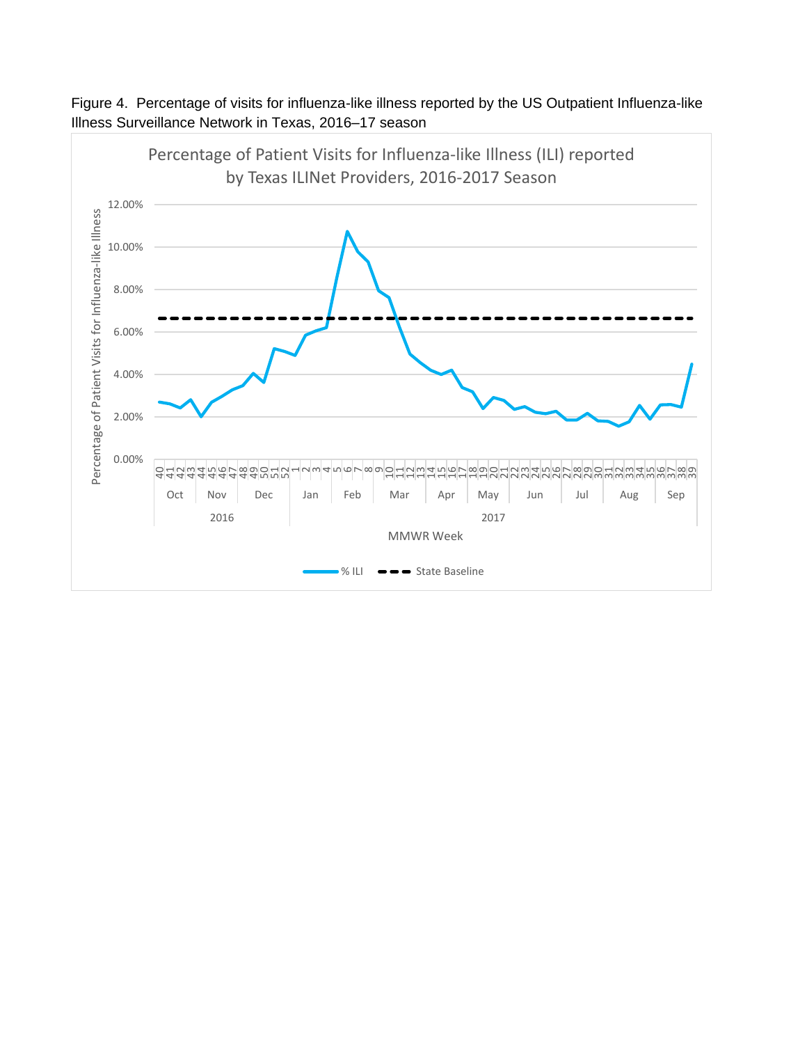Figure 4. Percentage of visits for influenza-like illness reported by the US Outpatient Influenza-like Illness Surveillance Network in Texas, 2016–17 season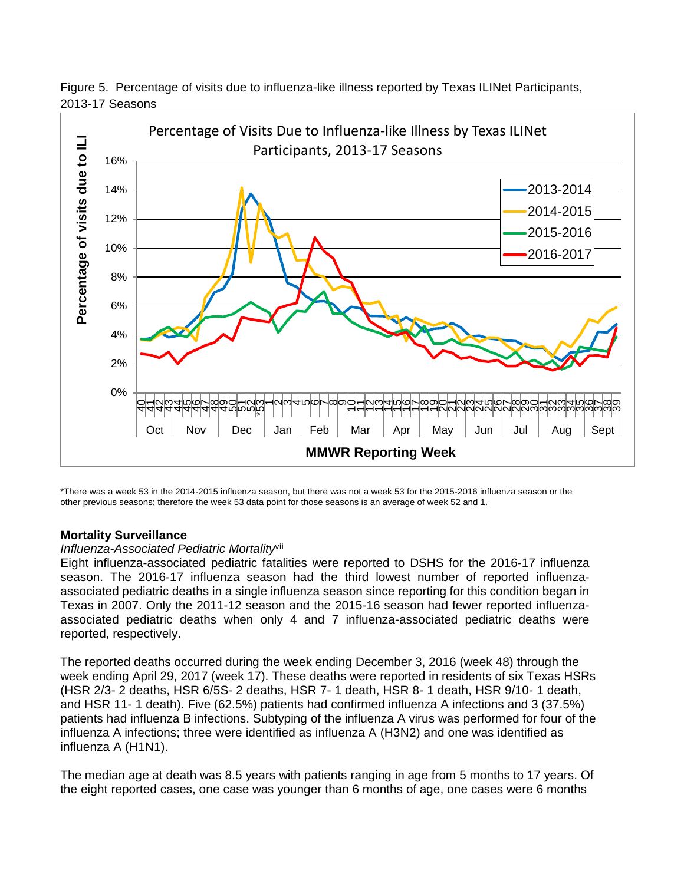Figure 5. Percentage of visits due to influenza-like illness reported by Texas ILINet Participants, 2013-17 Seasons

*There was a week 53 in the 2014-2015 influenza season, but there was not a week 53 for the 2015-2016 influenza season or the other previous seasons; therefore the week 53 data point for those seasons is an average of week 52 and 1.

## Mortality Surveillance

*Influenza-Associated Pediatric Mortality*[vii]

Eight influenza-associated pediatric fatalities were reported to DSHS for the 2016-17 influenza season. The 2016-17 influenza season had the third lowest number of reported influenza-associated pediatric deaths in a single influenza season since reporting for this condition began in Texas in 2007. Only the 2011-12 season and the 2015-16 season had fewer reported influenza-associated pediatric deaths when only 4 and 7 influenza-associated pediatric deaths were reported, respectively.

The reported deaths occurred during the week ending December 3, 2016 (week 48) through the week ending April 29, 2017 (week 17). These deaths were reported in residents of six Texas HSRs (HSR 2/3- 2 deaths, HSR 6/5S- 2 deaths, HSR 7- 1 death, HSR 8- 1 death, HSR 9/10- 1 death, and HSR 11- 1 death). Five (62.5%) patients had confirmed influenza A infections and 3 (37.5%) patients had influenza B infections. Subtyping of the influenza A virus was performed for four of the influenza A infections; three were identified as influenza A (H3N2) and one was identified as influenza A (H1N1).

The median age at death was 8.5 years with patients ranging in age from 5 months to 17 years. Of the eight reported cases, one case was younger than 6 months of age, one cases were 6 months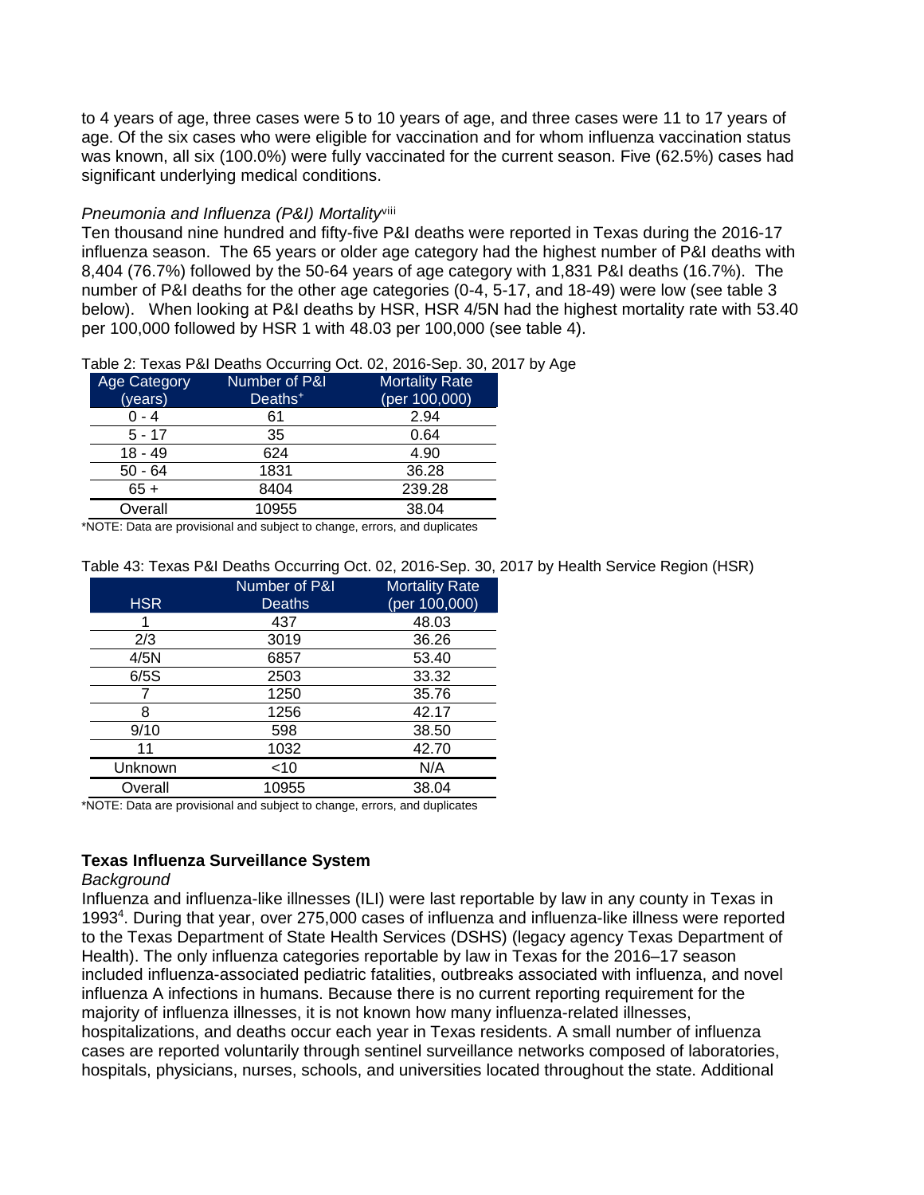to 4 years of age, three cases were 5 to 10 years of age, and three cases were 11 to 17 years of age. Of the six cases who were eligible for vaccination and for whom influenza vaccination status was known, all six (100.0%) were fully vaccinated for the current season. Five (62.5%) cases had significant underlying medical conditions.

*Pneumonia and Influenza (P&I) Mortality*[viii]

Ten thousand nine hundred and fifty-five P&I deaths were reported in Texas during the 2016-17 influenza season. The 65 years or older age category had the highest number of P&I deaths with 8,404 (76.7%) followed by the 50-64 years of age category with 1,831 P&I deaths (16.7%). The number of P&I deaths for the other age categories (0-4, 5-17, and 18-49) were low (see table 3 below). When looking at P&I deaths by HSR, HSR 4/5N had the highest mortality rate with 53.40 per 100,000 followed by HSR 1 with 48.03 per 100,000 (see table 4).

Table 2: Texas P&I Deaths Occurring Oct. 02, 2016-Sep. 30, 2017 by Age

| Age Category (years) | Number of P&I Deaths+ | Mortality Rate (per 100,000) |
|---|---|---|
| 0 - 4 | 61 | 2.94 |
| 5 - 17 | 35 | 0.64 |
| 18 - 49 | 624 | 4.90 |
| 50 - 64 | 1831 | 36.28 |
| 65 + | 8404 | 239.28 |
| Overall | 10955 | 38.04 |

*NOTE: Data are provisional and subject to change, errors, and duplicates

Table 43: Texas P&I Deaths Occurring Oct. 02, 2016-Sep. 30, 2017 by Health Service Region (HSR)

| HSR | Number of P&I Deaths | Mortality Rate (per 100,000) |
|---|---|---|
| 1 | 437 | 48.03 |
| 2/3 | 3019 | 36.26 |
| 4/5N | 6857 | 53.40 |
| 6/5S | 2503 | 33.32 |
| 7 | 1250 | 35.76 |
| 8 | 1256 | 42.17 |
| 9/10 | 598 | 38.50 |
| 11 | 1032 | 42.70 |
| Unknown | <10 | N/A |
| Overall | 10955 | 38.04 |

*NOTE: Data are provisional and subject to change, errors, and duplicates

## Texas Influenza Surveillance System

*Background*

Influenza and influenza-like illnesses (ILI) were last reportable by law in any county in Texas in 1993[4]. During that year, over 275,000 cases of influenza and influenza-like illness were reported to the Texas Department of State Health Services (DSHS) (legacy agency Texas Department of Health). The only influenza categories reportable by law in Texas for the 2016–17 season included influenza-associated pediatric fatalities, outbreaks associated with influenza, and novel influenza A infections in humans. Because there is no current reporting requirement for the majority of influenza illnesses, it is not known how many influenza-related illnesses, hospitalizations, and deaths occur each year in Texas residents. A small number of influenza cases are reported voluntarily through sentinel surveillance networks composed of laboratories, hospitals, physicians, nurses, schools, and universities located throughout the state. Additional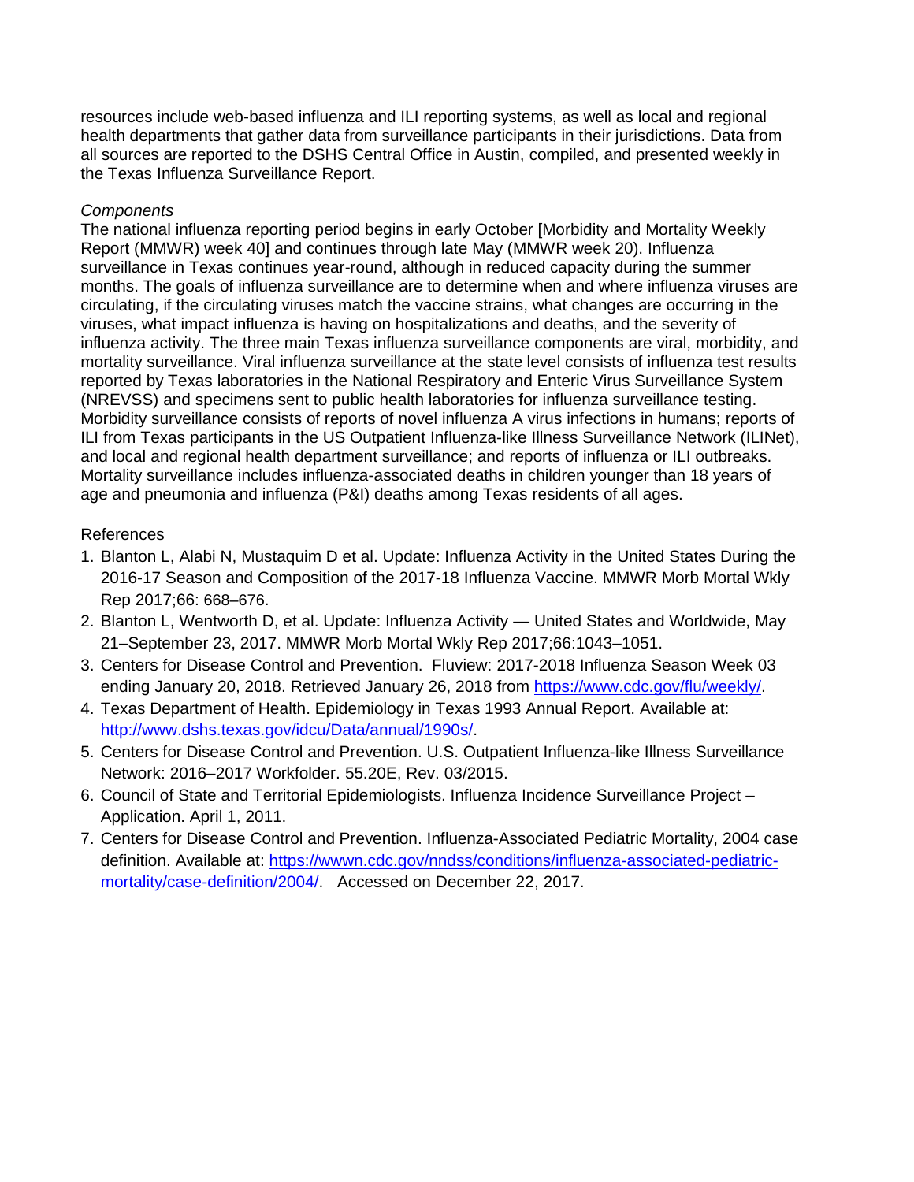resources include web-based influenza and ILI reporting systems, as well as local and regional health departments that gather data from surveillance participants in their jurisdictions. Data from all sources are reported to the DSHS Central Office in Austin, compiled, and presented weekly in the Texas Influenza Surveillance Report.

*Components*

The national influenza reporting period begins in early October [Morbidity and Mortality Weekly Report (MMWR) week 40] and continues through late May (MMWR week 20). Influenza surveillance in Texas continues year-round, although in reduced capacity during the summer months. The goals of influenza surveillance are to determine when and where influenza viruses are circulating, if the circulating viruses match the vaccine strains, what changes are occurring in the viruses, what impact influenza is having on hospitalizations and deaths, and the severity of influenza activity. The three main Texas influenza surveillance components are viral, morbidity, and mortality surveillance. Viral influenza surveillance at the state level consists of influenza test results reported by Texas laboratories in the National Respiratory and Enteric Virus Surveillance System (NREVSS) and specimens sent to public health laboratories for influenza surveillance testing. Morbidity surveillance consists of reports of novel influenza A virus infections in humans; reports of ILI from Texas participants in the US Outpatient Influenza-like Illness Surveillance Network (ILINet), and local and regional health department surveillance; and reports of influenza or ILI outbreaks. Mortality surveillance includes influenza-associated deaths in children younger than 18 years of age and pneumonia and influenza (P&I) deaths among Texas residents of all ages.

References

1. Blanton L, Alabi N, Mustaquim D et al. Update: Influenza Activity in the United States During the 2016-17 Season and Composition of the 2017-18 Influenza Vaccine. MMWR Morb Mortal Wkly Rep 2017;66: 668–676.
2. Blanton L, Wentworth D, et al. Update: Influenza Activity — United States and Worldwide, May 21–September 23, 2017. MMWR Morb Mortal Wkly Rep 2017;66:1043–1051.
3. Centers for Disease Control and Prevention. Fluview: 2017-2018 Influenza Season Week 03 ending January 20, 2018. Retrieved January 26, 2018 from https://www.cdc.gov/flu/weekly/.
4. Texas Department of Health. Epidemiology in Texas 1993 Annual Report. Available at: http://www.dshs.texas.gov/idcu/Data/annual/1990s/.
5. Centers for Disease Control and Prevention. U.S. Outpatient Influenza-like Illness Surveillance Network: 2016–2017 Workfolder. 55.20E, Rev. 03/2015.
6. Council of State and Territorial Epidemiologists. Influenza Incidence Surveillance Project – Application. April 1, 2011.
7. Centers for Disease Control and Prevention. Influenza-Associated Pediatric Mortality, 2004 case definition. Available at: https://wwwn.cdc.gov/nndss/conditions/influenza-associated-pediatric-mortality/case-definition/2004/. Accessed on December 22, 2017.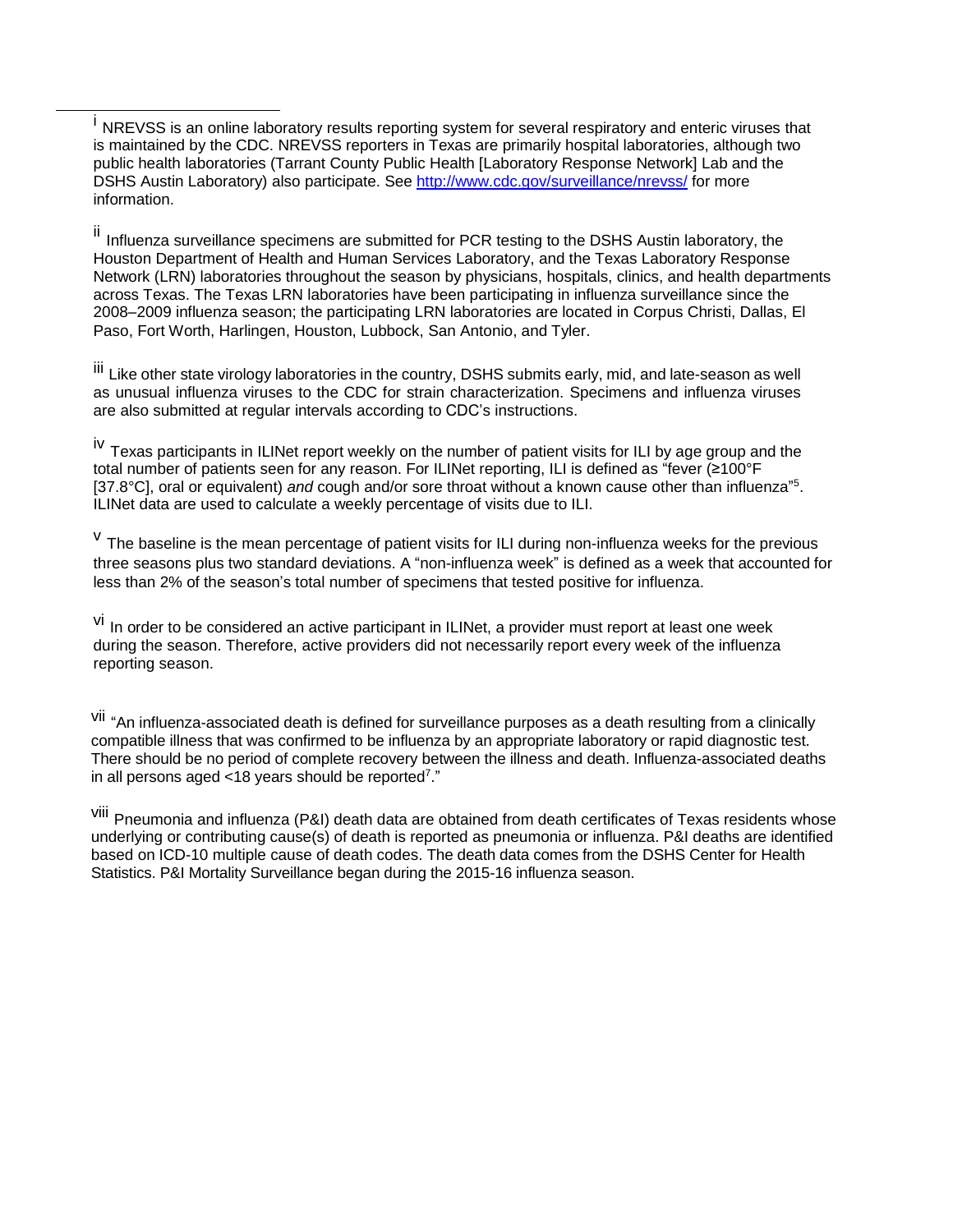[i] NREVSS is an online laboratory results reporting system for several respiratory and enteric viruses that is maintained by the CDC. NREVSS reporters in Texas are primarily hospital laboratories, although two public health laboratories (Tarrant County Public Health [Laboratory Response Network] Lab and the DSHS Austin Laboratory) also participate. See http://www.cdc.gov/surveillance/nrevss/ for more information.

[ii] Influenza surveillance specimens are submitted for PCR testing to the DSHS Austin laboratory, the Houston Department of Health and Human Services Laboratory, and the Texas Laboratory Response Network (LRN) laboratories throughout the season by physicians, hospitals, clinics, and health departments across Texas. The Texas LRN laboratories have been participating in influenza surveillance since the 2008–2009 influenza season; the participating LRN laboratories are located in Corpus Christi, Dallas, El Paso, Fort Worth, Harlingen, Houston, Lubbock, San Antonio, and Tyler.

[iii] Like other state virology laboratories in the country, DSHS submits early, mid, and late-season as well as unusual influenza viruses to the CDC for strain characterization. Specimens and influenza viruses are also submitted at regular intervals according to CDC's instructions.

[iv] Texas participants in ILINet report weekly on the number of patient visits for ILI by age group and the total number of patients seen for any reason. For ILINet reporting, ILI is defined as "fever (≥100°F [37.8°C], oral or equivalent) *and* cough and/or sore throat without a known cause other than influenza"[5]. ILINet data are used to calculate a weekly percentage of visits due to ILI.

[v] The baseline is the mean percentage of patient visits for ILI during non-influenza weeks for the previous three seasons plus two standard deviations. A "non-influenza week" is defined as a week that accounted for less than 2% of the season's total number of specimens that tested positive for influenza.

[vi] In order to be considered an active participant in ILINet, a provider must report at least one week during the season. Therefore, active providers did not necessarily report every week of the influenza reporting season.

[vii] "An influenza-associated death is defined for surveillance purposes as a death resulting from a clinically compatible illness that was confirmed to be influenza by an appropriate laboratory or rapid diagnostic test. There should be no period of complete recovery between the illness and death. Influenza-associated deaths in all persons aged <18 years should be reported[7]."

[viii] Pneumonia and influenza (P&I) death data are obtained from death certificates of Texas residents whose underlying or contributing cause(s) of death is reported as pneumonia or influenza. P&I deaths are identified based on ICD-10 multiple cause of death codes. The death data comes from the DSHS Center for Health Statistics. P&I Mortality Surveillance began during the 2015-16 influenza season.